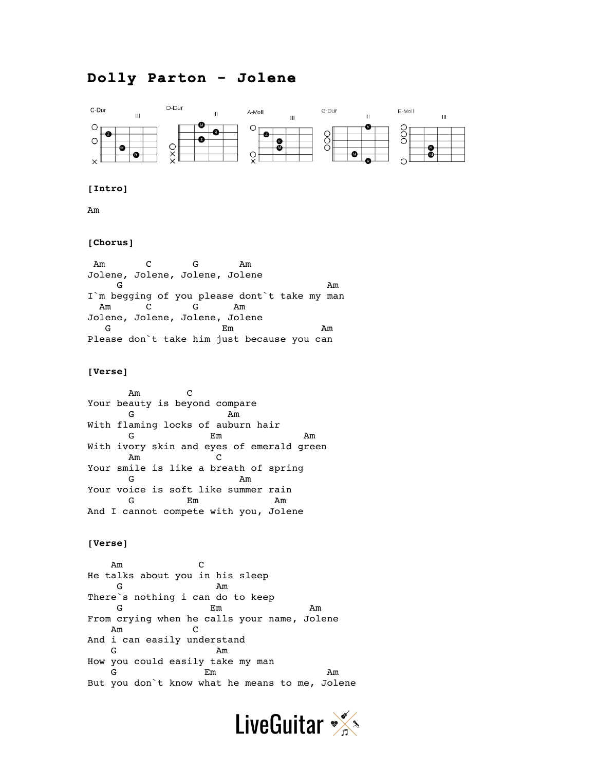# Dolly Parton - Jolene

C-Dur D-Dur A-Moll G-Dur E-Moll

**[Intro]**

Am

**[Chorus]**

```
 Am       C       G       Am
Jolene, Jolene, Jolene, Jolene
     G                                 Am
I`m begging of you please dont`t take my man
  Am      C       G      Am
Jolene, Jolene, Jolene, Jolene
   G                 Em              Am
Please don`t take him just because you can
```

**[Verse]**

```
       Am        C
Your beauty is beyond compare
       G                Am
With flaming locks of auburn hair
       G              Em              Am
With ivory skin and eyes of emerald green
       Am             C
Your smile is like a breath of spring
       G                  Am
Your voice is soft like summer rain
       G         Em            Am
And I cannot compete with you, Jolene
```

**[Verse]**

```
    Am             C
He talks about you in his sleep
     G                Am
There`s nothing i can do to keep
     G                Em             Am
From crying when he calls your name, Jolene
    Am            C
And i can easily understand
    G                 Am
How you could easily take my man
    G               Em                   Am
But you don`t know what he means to me, Jolene
```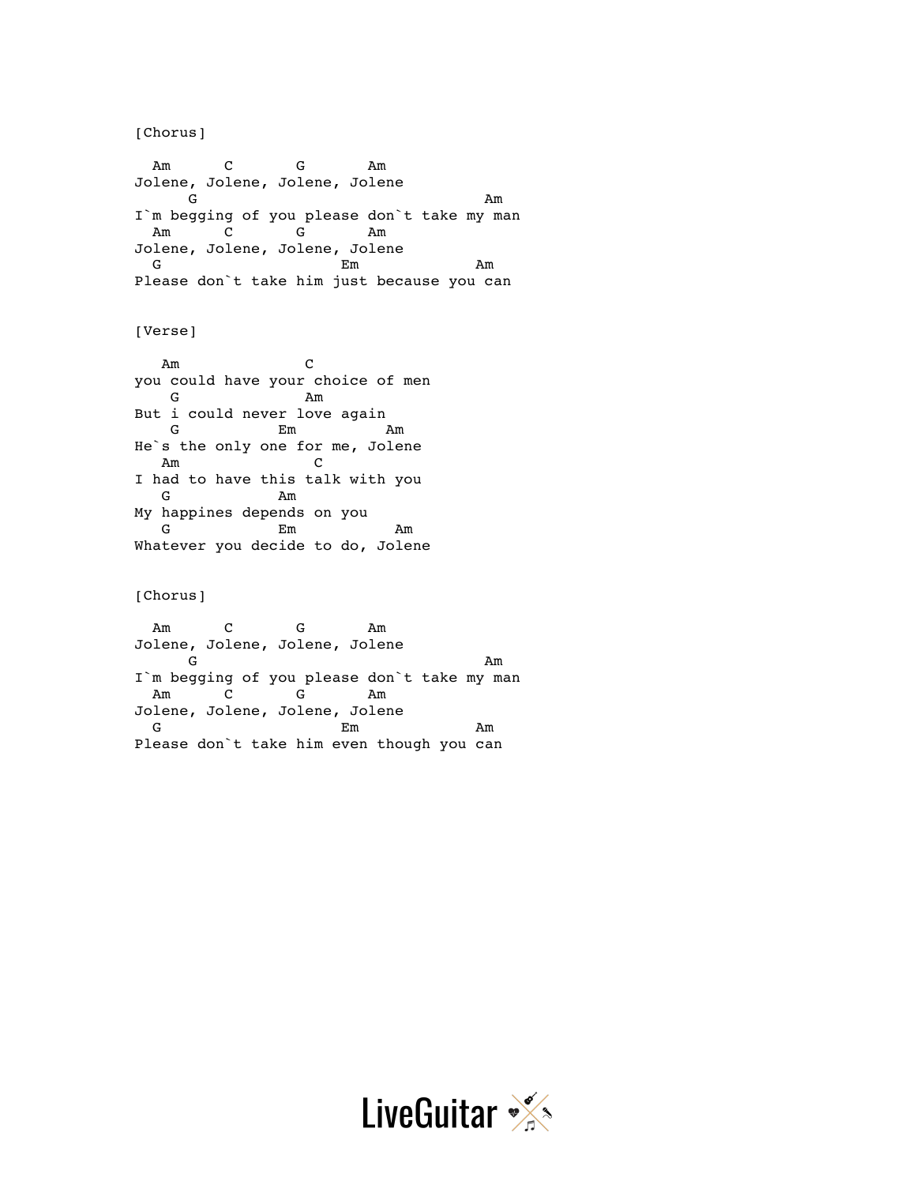[Chorus]

```
  Am      C       G       Am
Jolene, Jolene, Jolene, Jolene
     G                                  Am
I`m begging of you please don`t take my man
  Am      C       G       Am
Jolene, Jolene, Jolene, Jolene
  G                    Em             Am
Please don`t take him just because you can
```

[Verse]

```
   Am              C
you could have your choice of men
   G              Am
But i could never love again
   G           Em          Am
He`s the only one for me, Jolene
   Am              C
I had to have this talk with you
   G            Am
My happines depends on you
   G            Em           Am
Whatever you decide to do, Jolene
```

[Chorus]

```
  Am      C       G       Am
Jolene, Jolene, Jolene, Jolene
     G                                  Am
I`m begging of you please don`t take my man
  Am      C       G       Am
Jolene, Jolene, Jolene, Jolene
  G                    Em             Am
Please don`t take him even though you can
```